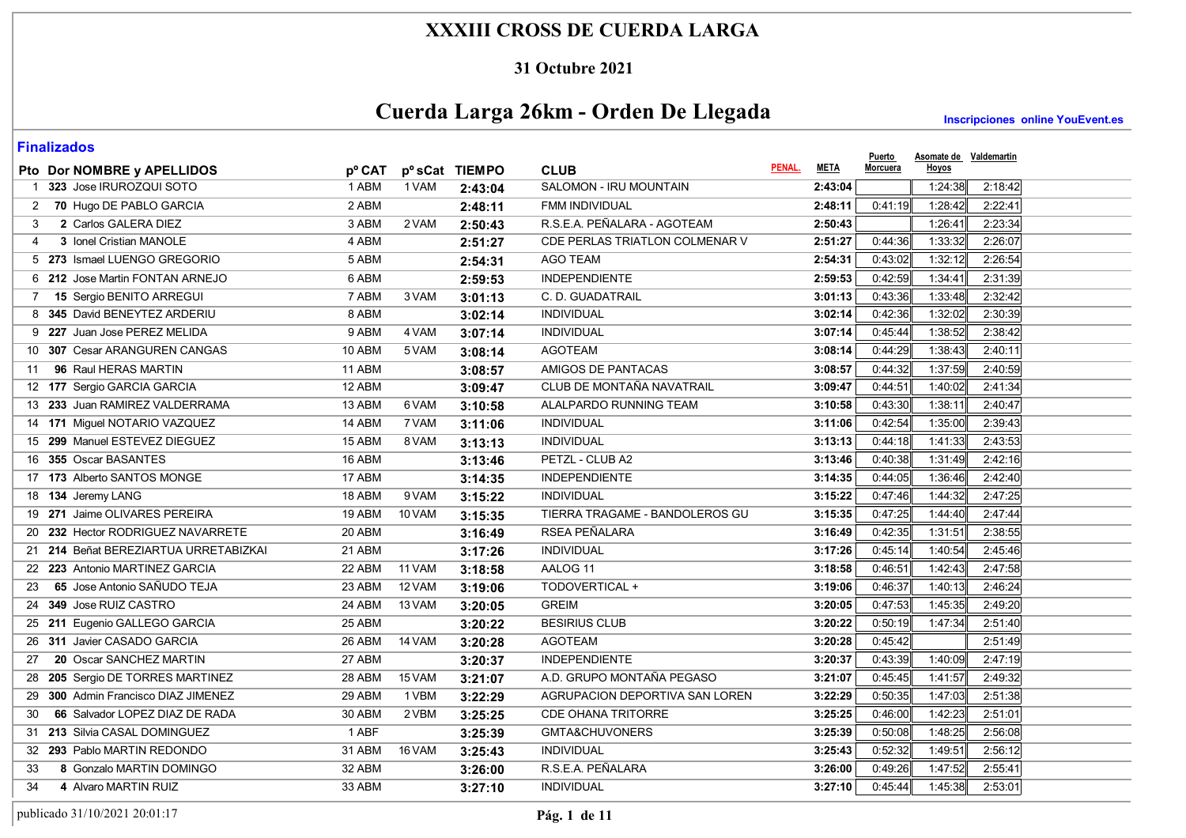# XXXIII CROSS DE CUERDA LARGA

## 31 Octubre 2021

## Cuerda Larga 26km - Orden De Llegada

**Inscripciones online YouEvent.es**

### Finalizados

| Pto | Dor | NOMBRE y APELLIDOS | pº CAT | pº sCat | TIEMPO | CLUB | PENAL. | META | Puerto Morcuera | Asomate de Hoyos | Valdemartin |
|---|---|---|---|---|---|---|---|---|---|---|---|
| 1 | 323 | Jose IRUROZQUI SOTO | 1 ABM | 1 VAM | 2:43:04 | SALOMON - IRU MOUNTAIN | | 2:43:04 | | 1:24:38 | 2:18:42 |
| 2 | 70 | Hugo DE PABLO GARCIA | 2 ABM | | 2:48:11 | FMM INDIVIDUAL | | 2:48:11 | 0:41:19 | 1:28:42 | 2:22:41 |
| 3 | 2 | Carlos GALERA DIEZ | 3 ABM | 2 VAM | 2:50:43 | R.S.E.A. PEÑALARA - AGOTEAM | | 2:50:43 | | 1:26:41 | 2:23:34 |
| 4 | 3 | Ionel Cristian MANOLE | 4 ABM | | 2:51:27 | CDE PERLAS TRIATLON COLMENAR V | | 2:51:27 | 0:44:36 | 1:33:32 | 2:26:07 |
| 5 | 273 | Ismael LUENGO GREGORIO | 5 ABM | | 2:54:31 | AGO TEAM | | 2:54:31 | 0:43:02 | 1:32:12 | 2:26:54 |
| 6 | 212 | Jose Martin FONTAN ARNEJO | 6 ABM | | 2:59:53 | INDEPENDIENTE | | 2:59:53 | 0:42:59 | 1:34:41 | 2:31:39 |
| 7 | 15 | Sergio BENITO ARREGUI | 7 ABM | 3 VAM | 3:01:13 | C. D. GUADATRAIL | | 3:01:13 | 0:43:36 | 1:33:48 | 2:32:42 |
| 8 | 345 | David BENEYTEZ ARDERIU | 8 ABM | | 3:02:14 | INDIVIDUAL | | 3:02:14 | 0:42:36 | 1:32:02 | 2:30:39 |
| 9 | 227 | Juan Jose PEREZ MELIDA | 9 ABM | 4 VAM | 3:07:14 | INDIVIDUAL | | 3:07:14 | 0:45:44 | 1:38:52 | 2:38:42 |
| 10 | 307 | Cesar ARANGUREN CANGAS | 10 ABM | 5 VAM | 3:08:14 | AGOTEAM | | 3:08:14 | 0:44:29 | 1:38:43 | 2:40:11 |
| 11 | 96 | Raul HERAS MARTIN | 11 ABM | | 3:08:57 | AMIGOS DE PANTACAS | | 3:08:57 | 0:44:32 | 1:37:59 | 2:40:59 |
| 12 | 177 | Sergio GARCIA GARCIA | 12 ABM | | 3:09:47 | CLUB DE MONTAÑA NAVATRAIL | | 3:09:47 | 0:44:51 | 1:40:02 | 2:41:34 |
| 13 | 233 | Juan RAMIREZ VALDERRAMA | 13 ABM | 6 VAM | 3:10:58 | ALALPARDO RUNNING TEAM | | 3:10:58 | 0:43:30 | 1:38:11 | 2:40:47 |
| 14 | 171 | Miguel NOTARIO VAZQUEZ | 14 ABM | 7 VAM | 3:11:06 | INDIVIDUAL | | 3:11:06 | 0:42:54 | 1:35:00 | 2:39:43 |
| 15 | 299 | Manuel ESTEVEZ DIEGUEZ | 15 ABM | 8 VAM | 3:13:13 | INDIVIDUAL | | 3:13:13 | 0:44:18 | 1:41:33 | 2:43:53 |
| 16 | 355 | Oscar BASANTES | 16 ABM | | 3:13:46 | PETZL - CLUB A2 | | 3:13:46 | 0:40:38 | 1:31:49 | 2:42:16 |
| 17 | 173 | Alberto SANTOS MONGE | 17 ABM | | 3:14:35 | INDEPENDIENTE | | 3:14:35 | 0:44:05 | 1:36:46 | 2:42:40 |
| 18 | 134 | Jeremy LANG | 18 ABM | 9 VAM | 3:15:22 | INDIVIDUAL | | 3:15:22 | 0:47:46 | 1:44:32 | 2:47:25 |
| 19 | 271 | Jaime OLIVARES PEREIRA | 19 ABM | 10 VAM | 3:15:35 | TIERRA TRAGAME - BANDOLEROS GU | | 3:15:35 | 0:47:25 | 1:44:40 | 2:47:44 |
| 20 | 232 | Hector RODRIGUEZ NAVARRETE | 20 ABM | | 3:16:49 | RSEA PEÑALARA | | 3:16:49 | 0:42:35 | 1:31:51 | 2:38:55 |
| 21 | 214 | Beñat BEREZIARTUA URRETABIZKAI | 21 ABM | | 3:17:26 | INDIVIDUAL | | 3:17:26 | 0:45:14 | 1:40:54 | 2:45:46 |
| 22 | 223 | Antonio MARTINEZ GARCIA | 22 ABM | 11 VAM | 3:18:58 | AALOG 11 | | 3:18:58 | 0:46:51 | 1:42:43 | 2:47:58 |
| 23 | 65 | Jose Antonio SAÑUDO TEJA | 23 ABM | 12 VAM | 3:19:06 | TODOVERTICAL + | | 3:19:06 | 0:46:37 | 1:40:13 | 2:46:24 |
| 24 | 349 | Jose RUIZ CASTRO | 24 ABM | 13 VAM | 3:20:05 | GREIM | | 3:20:05 | 0:47:53 | 1:45:35 | 2:49:20 |
| 25 | 211 | Eugenio GALLEGO GARCIA | 25 ABM | | 3:20:22 | BESIRIUS CLUB | | 3:20:22 | 0:50:19 | 1:47:34 | 2:51:40 |
| 26 | 311 | Javier CASADO GARCIA | 26 ABM | 14 VAM | 3:20:28 | AGOTEAM | | 3:20:28 | 0:45:42 | | 2:51:49 |
| 27 | 20 | Oscar SANCHEZ MARTIN | 27 ABM | | 3:20:37 | INDEPENDIENTE | | 3:20:37 | 0:43:39 | 1:40:09 | 2:47:19 |
| 28 | 205 | Sergio DE TORRES MARTINEZ | 28 ABM | 15 VAM | 3:21:07 | A.D. GRUPO MONTAÑA PEGASO | | 3:21:07 | 0:45:45 | 1:41:57 | 2:49:32 |
| 29 | 300 | Admin Francisco DIAZ JIMENEZ | 29 ABM | 1 VBM | 3:22:29 | AGRUPACION DEPORTIVA SAN LOREN | | 3:22:29 | 0:50:35 | 1:47:03 | 2:51:38 |
| 30 | 66 | Salvador LOPEZ DIAZ DE RADA | 30 ABM | 2 VBM | 3:25:25 | CDE OHANA TRITORRE | | 3:25:25 | 0:46:00 | 1:42:23 | 2:51:01 |
| 31 | 213 | Silvia CASAL DOMINGUEZ | 1 ABF | | 3:25:39 | GMTA&CHUVONERS | | 3:25:39 | 0:50:08 | 1:48:25 | 2:56:08 |
| 32 | 293 | Pablo MARTIN REDONDO | 31 ABM | 16 VAM | 3:25:43 | INDIVIDUAL | | 3:25:43 | 0:52:32 | 1:49:51 | 2:56:12 |
| 33 | 8 | Gonzalo MARTIN DOMINGO | 32 ABM | | 3:26:00 | R.S.E.A. PEÑALARA | | 3:26:00 | 0:49:26 | 1:47:52 | 2:55:41 |
| 34 | 4 | Alvaro MARTIN RUIZ | 33 ABM | | 3:27:10 | INDIVIDUAL | | 3:27:10 | 0:45:44 | 1:45:38 | 2:53:01 |

publicado 31/10/2021 20:01:17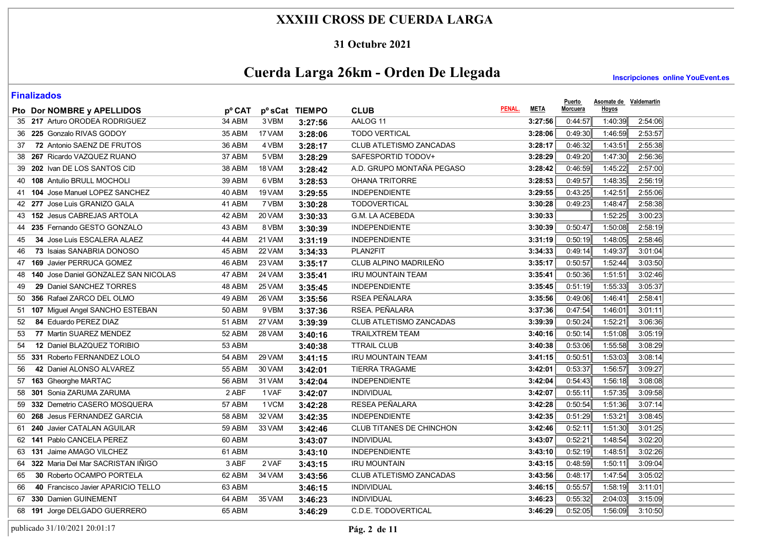# XXXIII CROSS DE CUERDA LARGA

## 31 Octubre 2021

## Cuerda Larga 26km - Orden De Llegada

Inscripciones online YouEvent.es

### Finalizados

| Pto | Dor | NOMBRE y APELLIDOS | pº CAT | pº sCat | TIEMPO | CLUB | PENAL. | META | Puerto Morcuera | Asomate de Hoyos | Valdemartin |
|---|---|---|---|---|---|---|---|---|---|---|---|
| 35 | 217 | Arturo ORODEA RODRIGUEZ | 34 ABM | 3 VBM | 3:27:56 | AALOG 11 | | 3:27:56 | 0:44:57 | 1:40:39 | 2:54:06 |
| 36 | 225 | Gonzalo RIVAS GODOY | 35 ABM | 17 VAM | 3:28:06 | TODO VERTICAL | | 3:28:06 | 0:49:30 | 1:46:59 | 2:53:57 |
| 37 | 72 | Antonio SAENZ DE FRUTOS | 36 ABM | 4 VBM | 3:28:17 | CLUB ATLETISMO ZANCADAS | | 3:28:17 | 0:46:32 | 1:43:51 | 2:55:38 |
| 38 | 267 | Ricardo VAZQUEZ RUANO | 37 ABM | 5 VBM | 3:28:29 | SAFESPORTID TODOV+ | | 3:28:29 | 0:49:20 | 1:47:30 | 2:56:36 |
| 39 | 202 | Ivan DE LOS SANTOS CID | 38 ABM | 18 VAM | 3:28:42 | A.D. GRUPO MONTAÑA PEGASO | | 3:28:42 | 0:46:59 | 1:45:22 | 2:57:00 |
| 40 | 108 | Antulio BRULL MOCHOLI | 39 ABM | 6 VBM | 3:28:53 | OHANA TRITORRE | | 3:28:53 | 0:49:57 | 1:48:35 | 2:56:19 |
| 41 | 104 | Jose Manuel LOPEZ SANCHEZ | 40 ABM | 19 VAM | 3:29:55 | INDEPENDIENTE | | 3:29:55 | 0:43:25 | 1:42:51 | 2:55:06 |
| 42 | 277 | Jose Luis GRANIZO GALA | 41 ABM | 7 VBM | 3:30:28 | TODOVERTICAL | | 3:30:28 | 0:49:23 | 1:48:47 | 2:58:38 |
| 43 | 152 | Jesus CABREJAS ARTOLA | 42 ABM | 20 VAM | 3:30:33 | G.M. LA ACEBEDA | | 3:30:33 | | 1:52:25 | 3:00:23 |
| 44 | 235 | Fernando GESTO GONZALO | 43 ABM | 8 VBM | 3:30:39 | INDEPENDIENTE | | 3:30:39 | 0:50:47 | 1:50:08 | 2:58:19 |
| 45 | 34 | Jose Luis ESCALERA ALAEZ | 44 ABM | 21 VAM | 3:31:19 | INDEPENDIENTE | | 3:31:19 | 0:50:19 | 1:48:05 | 2:58:46 |
| 46 | 73 | Isaias SANABRIA DONOSO | 45 ABM | 22 VAM | 3:34:33 | PLAN2FIT | | 3:34:33 | 0:49:14 | 1:49:37 | 3:01:04 |
| 47 | 169 | Javier PERRUCA GOMEZ | 46 ABM | 23 VAM | 3:35:17 | CLUB ALPINO MADRILEÑO | | 3:35:17 | 0:50:57 | 1:52:44 | 3:03:50 |
| 48 | 140 | Jose Daniel GONZALEZ SAN NICOLAS | 47 ABM | 24 VAM | 3:35:41 | IRU MOUNTAIN TEAM | | 3:35:41 | 0:50:36 | 1:51:51 | 3:02:46 |
| 49 | 29 | Daniel SANCHEZ TORRES | 48 ABM | 25 VAM | 3:35:45 | INDEPENDIENTE | | 3:35:45 | 0:51:19 | 1:55:33 | 3:05:37 |
| 50 | 356 | Rafael ZARCO DEL OLMO | 49 ABM | 26 VAM | 3:35:56 | RSEA PEÑALARA | | 3:35:56 | 0:49:06 | 1:46:41 | 2:58:41 |
| 51 | 107 | Miguel Angel SANCHO ESTEBAN | 50 ABM | 9 VBM | 3:37:36 | RSEA. PEÑALARA | | 3:37:36 | 0:47:54 | 1:46:01 | 3:01:11 |
| 52 | 84 | Eduardo PEREZ DIAZ | 51 ABM | 27 VAM | 3:39:39 | CLUB ATLETISMO ZANCADAS | | 3:39:39 | 0:50:24 | 1:52:21 | 3:06:36 |
| 53 | 77 | Martin SUAREZ MENDEZ | 52 ABM | 28 VAM | 3:40:16 | TRAILXTREM TEAM | | 3:40:16 | 0:50:14 | 1:51:08 | 3:05:19 |
| 54 | 12 | Daniel BLAZQUEZ TORIBIO | 53 ABM | | 3:40:38 | TTRAIL CLUB | | 3:40:38 | 0:53:06 | 1:55:58 | 3:08:29 |
| 55 | 331 | Roberto FERNANDEZ LOLO | 54 ABM | 29 VAM | 3:41:15 | IRU MOUNTAIN TEAM | | 3:41:15 | 0:50:51 | 1:53:03 | 3:08:14 |
| 56 | 42 | Daniel ALONSO ALVAREZ | 55 ABM | 30 VAM | 3:42:01 | TIERRA TRAGAME | | 3:42:01 | 0:53:37 | 1:56:57 | 3:09:27 |
| 57 | 163 | Gheorghe MARTAC | 56 ABM | 31 VAM | 3:42:04 | INDEPENDIENTE | | 3:42:04 | 0:54:43 | 1:56:18 | 3:08:08 |
| 58 | 301 | Sonia ZARUMA ZARUMA | 2 ABF | 1 VAF | 3:42:07 | INDIVIDUAL | | 3:42:07 | 0:55:11 | 1:57:35 | 3:09:58 |
| 59 | 332 | Demetrio CASERO MOSQUERA | 57 ABM | 1 VCM | 3:42:28 | RESEA PEÑALARA | | 3:42:28 | 0:50:54 | 1:51:36 | 3:07:14 |
| 60 | 268 | Jesus FERNANDEZ GARCIA | 58 ABM | 32 VAM | 3:42:35 | INDEPENDIENTE | | 3:42:35 | 0:51:29 | 1:53:21 | 3:08:45 |
| 61 | 240 | Javier CATALAN AGUILAR | 59 ABM | 33 VAM | 3:42:46 | CLUB TITANES DE CHINCHON | | 3:42:46 | 0:52:11 | 1:51:30 | 3:01:25 |
| 62 | 141 | Pablo CANCELA PEREZ | 60 ABM | | 3:43:07 | INDIVIDUAL | | 3:43:07 | 0:52:21 | 1:48:54 | 3:02:20 |
| 63 | 131 | Jaime AMAGO VILCHEZ | 61 ABM | | 3:43:10 | INDEPENDIENTE | | 3:43:10 | 0:52:19 | 1:48:51 | 3:02:26 |
| 64 | 322 | Maria Del Mar SACRISTAN IÑIGO | 3 ABF | 2 VAF | 3:43:15 | IRU MOUNTAIN | | 3:43:15 | 0:48:59 | 1:50:11 | 3:09:04 |
| 65 | 30 | Roberto OCAMPO PORTELA | 62 ABM | 34 VAM | 3:43:56 | CLUB ATLETISMO ZANCADAS | | 3:43:56 | 0:48:17 | 1:47:54 | 3:05:02 |
| 66 | 40 | Francisco Javier APARICIO TELLO | 63 ABM | | 3:46:15 | INDIVIDUAL | | 3:46:15 | 0:55:57 | 1:58:19 | 3:11:01 |
| 67 | 330 | Damien GUINEMENT | 64 ABM | 35 VAM | 3:46:23 | INDIVIDUAL | | 3:46:23 | 0:55:32 | 2:04:03 | 3:15:09 |
| 68 | 191 | Jorge DELGADO GUERRERO | 65 ABM | | 3:46:29 | C.D.E. TODOVERTICAL | | 3:46:29 | 0:52:05 | 1:56:09 | 3:10:50 |

publicado 31/10/2021 20:01:17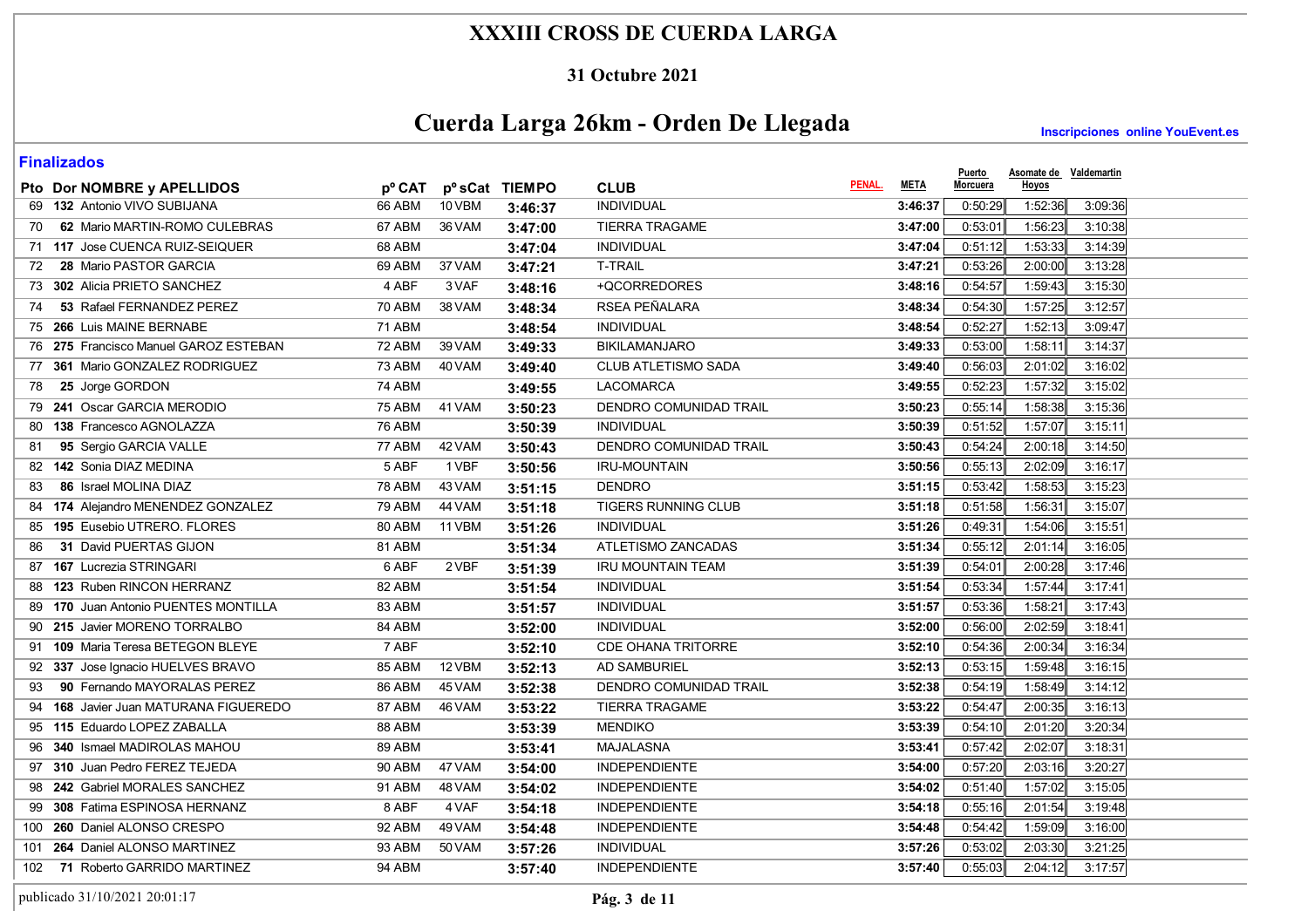# XXXIII CROSS DE CUERDA LARGA

## 31 Octubre 2021

## Cuerda Larga 26km - Orden De Llegada

**Inscripciones online YouEvent.es**

### Finalizados

| Pto | Dor | NOMBRE y APELLIDOS | pº CAT | pº sCat | TIEMPO | CLUB | PENAL. | META | Puerto Morcuera | Asomate de Hoyos | Valdemartin |
|---|---|---|---|---|---|---|---|---|---|---|---|
| 69 | 132 | Antonio VIVO SUBIJANA | 66 ABM | 10 VBM | 3:46:37 | INDIVIDUAL | | 3:46:37 | 0:50:29 | 1:52:36 | 3:09:36 |
| 70 | 62 | Mario MARTIN-ROMO CULEBRAS | 67 ABM | 36 VAM | 3:47:00 | TIERRA TRAGAME | | 3:47:00 | 0:53:01 | 1:56:23 | 3:10:38 |
| 71 | 117 | Jose CUENCA RUIZ-SEIQUER | 68 ABM | | 3:47:04 | INDIVIDUAL | | 3:47:04 | 0:51:12 | 1:53:33 | 3:14:39 |
| 72 | 28 | Mario PASTOR GARCIA | 69 ABM | 37 VAM | 3:47:21 | T-TRAIL | | 3:47:21 | 0:53:26 | 2:00:00 | 3:13:28 |
| 73 | 302 | Alicia PRIETO SANCHEZ | 4 ABF | 3 VAF | 3:48:16 | +QCORREDORES | | 3:48:16 | 0:54:57 | 1:59:43 | 3:15:30 |
| 74 | 53 | Rafael FERNANDEZ PEREZ | 70 ABM | 38 VAM | 3:48:34 | RSEA PEÑALARA | | 3:48:34 | 0:54:30 | 1:57:25 | 3:12:57 |
| 75 | 266 | Luis MAINE BERNABE | 71 ABM | | 3:48:54 | INDIVIDUAL | | 3:48:54 | 0:52:27 | 1:52:13 | 3:09:47 |
| 76 | 275 | Francisco Manuel GAROZ ESTEBAN | 72 ABM | 39 VAM | 3:49:33 | BIKILAMANJARO | | 3:49:33 | 0:53:00 | 1:58:11 | 3:14:37 |
| 77 | 361 | Mario GONZALEZ RODRIGUEZ | 73 ABM | 40 VAM | 3:49:40 | CLUB ATLETISMO SADA | | 3:49:40 | 0:56:03 | 2:01:02 | 3:16:02 |
| 78 | 25 | Jorge GORDON | 74 ABM | | 3:49:55 | LACOMARCA | | 3:49:55 | 0:52:23 | 1:57:32 | 3:15:02 |
| 79 | 241 | Oscar GARCIA MERODIO | 75 ABM | 41 VAM | 3:50:23 | DENDRO COMUNIDAD TRAIL | | 3:50:23 | 0:55:14 | 1:58:38 | 3:15:36 |
| 80 | 138 | Francesco AGNOLAZZA | 76 ABM | | 3:50:39 | INDIVIDUAL | | 3:50:39 | 0:51:52 | 1:57:07 | 3:15:11 |
| 81 | 95 | Sergio GARCIA VALLE | 77 ABM | 42 VAM | 3:50:43 | DENDRO COMUNIDAD TRAIL | | 3:50:43 | 0:54:24 | 2:00:18 | 3:14:50 |
| 82 | 142 | Sonia DIAZ MEDINA | 5 ABF | 1 VBF | 3:50:56 | IRU-MOUNTAIN | | 3:50:56 | 0:55:13 | 2:02:09 | 3:16:17 |
| 83 | 86 | Israel MOLINA DIAZ | 78 ABM | 43 VAM | 3:51:15 | DENDRO | | 3:51:15 | 0:53:42 | 1:58:53 | 3:15:23 |
| 84 | 174 | Alejandro MENENDEZ GONZALEZ | 79 ABM | 44 VAM | 3:51:18 | TIGERS RUNNING CLUB | | 3:51:18 | 0:51:58 | 1:56:31 | 3:15:07 |
| 85 | 195 | Eusebio UTRERO. FLORES | 80 ABM | 11 VBM | 3:51:26 | INDIVIDUAL | | 3:51:26 | 0:49:31 | 1:54:06 | 3:15:51 |
| 86 | 31 | David PUERTAS GIJON | 81 ABM | | 3:51:34 | ATLETISMO ZANCADAS | | 3:51:34 | 0:55:12 | 2:01:14 | 3:16:05 |
| 87 | 167 | Lucrezia STRINGARI | 6 ABF | 2 VBF | 3:51:39 | IRU MOUNTAIN TEAM | | 3:51:39 | 0:54:01 | 2:00:28 | 3:17:46 |
| 88 | 123 | Ruben RINCON HERRANZ | 82 ABM | | 3:51:54 | INDIVIDUAL | | 3:51:54 | 0:53:34 | 1:57:44 | 3:17:41 |
| 89 | 170 | Juan Antonio PUENTES MONTILLA | 83 ABM | | 3:51:57 | INDIVIDUAL | | 3:51:57 | 0:53:36 | 1:58:21 | 3:17:43 |
| 90 | 215 | Javier MORENO TORRALBO | 84 ABM | | 3:52:00 | INDIVIDUAL | | 3:52:00 | 0:56:00 | 2:02:59 | 3:18:41 |
| 91 | 109 | Maria Teresa BETEGON BLEYE | 7 ABF | | 3:52:10 | CDE OHANA TRITORRE | | 3:52:10 | 0:54:36 | 2:00:34 | 3:16:34 |
| 92 | 337 | Jose Ignacio HUELVES BRAVO | 85 ABM | 12 VBM | 3:52:13 | AD SAMBURIEL | | 3:52:13 | 0:53:15 | 1:59:48 | 3:16:15 |
| 93 | 90 | Fernando MAYORALAS PEREZ | 86 ABM | 45 VAM | 3:52:38 | DENDRO COMUNIDAD TRAIL | | 3:52:38 | 0:54:19 | 1:58:49 | 3:14:12 |
| 94 | 168 | Javier Juan MATURANA FIGUEREDO | 87 ABM | 46 VAM | 3:53:22 | TIERRA TRAGAME | | 3:53:22 | 0:54:47 | 2:00:35 | 3:16:13 |
| 95 | 115 | Eduardo LOPEZ ZABALLA | 88 ABM | | 3:53:39 | MENDIKO | | 3:53:39 | 0:54:10 | 2:01:20 | 3:20:34 |
| 96 | 340 | Ismael MADIROLAS MAHOU | 89 ABM | | 3:53:41 | MAJALASNA | | 3:53:41 | 0:57:42 | 2:02:07 | 3:18:31 |
| 97 | 310 | Juan Pedro FEREZ TEJEDA | 90 ABM | 47 VAM | 3:54:00 | INDEPENDIENTE | | 3:54:00 | 0:57:20 | 2:03:16 | 3:20:27 |
| 98 | 242 | Gabriel MORALES SANCHEZ | 91 ABM | 48 VAM | 3:54:02 | INDEPENDIENTE | | 3:54:02 | 0:51:40 | 1:57:02 | 3:15:05 |
| 99 | 308 | Fatima ESPINOSA HERNANZ | 8 ABF | 4 VAF | 3:54:18 | INDEPENDIENTE | | 3:54:18 | 0:55:16 | 2:01:54 | 3:19:48 |
| 100 | 260 | Daniel ALONSO CRESPO | 92 ABM | 49 VAM | 3:54:48 | INDEPENDIENTE | | 3:54:48 | 0:54:42 | 1:59:09 | 3:16:00 |
| 101 | 264 | Daniel ALONSO MARTINEZ | 93 ABM | 50 VAM | 3:57:26 | INDIVIDUAL | | 3:57:26 | 0:53:02 | 2:03:30 | 3:21:25 |
| 102 | 71 | Roberto GARRIDO MARTINEZ | 94 ABM | | 3:57:40 | INDEPENDIENTE | | 3:57:40 | 0:55:03 | 2:04:12 | 3:17:57 |

publicado 31/10/2021 20:01:17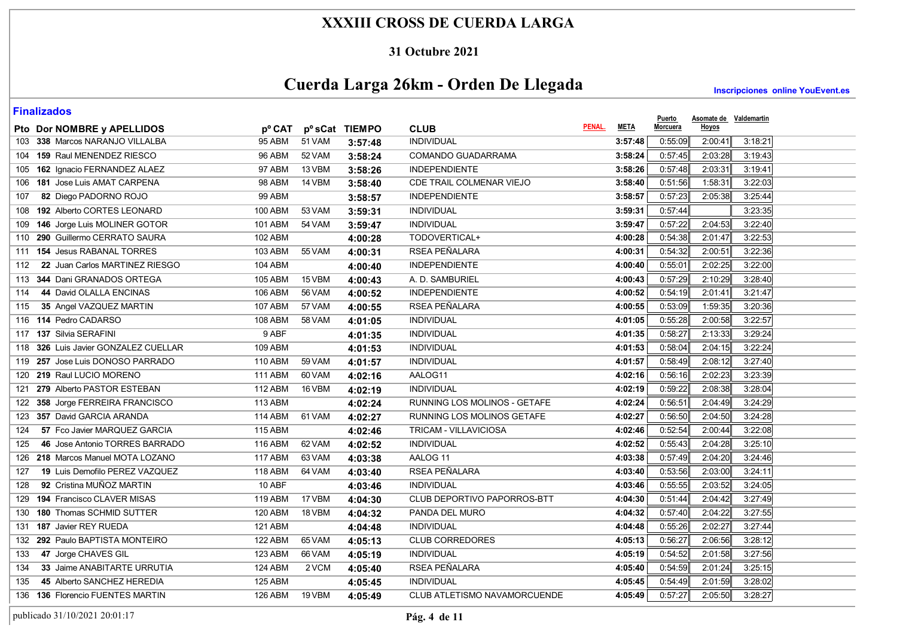# XXXIII CROSS DE CUERDA LARGA

## 31 Octubre 2021

# Cuerda Larga 26km - Orden De Llegada

**Inscripciones online YouEvent.es**

### Finalizados

| Pto | Dor | NOMBRE y APELLIDOS | pº CAT | pº sCat | TIEMPO | CLUB | PENAL. | META | Puerto Morcuera | Asomate de Hoyos | Valdemartin |
|---|---|---|---|---|---|---|---|---|---|---|---|
| 103 | 338 | Marcos NARANJO VILLALBA | 95 ABM | 51 VAM | 3:57:48 | INDIVIDUAL | | 3:57:48 | 0:55:09 | 2:00:41 | 3:18:21 |
| 104 | 159 | Raul MENENDEZ RIESCO | 96 ABM | 52 VAM | 3:58:24 | COMANDO GUADARRAMA | | 3:58:24 | 0:57:45 | 2:03:28 | 3:19:43 |
| 105 | 162 | Ignacio FERNANDEZ ALAEZ | 97 ABM | 13 VBM | 3:58:26 | INDEPENDIENTE | | 3:58:26 | 0:57:48 | 2:03:31 | 3:19:41 |
| 106 | 181 | Jose Luis AMAT CARPENA | 98 ABM | 14 VBM | 3:58:40 | CDE TRAIL COLMENAR VIEJO | | 3:58:40 | 0:51:56 | 1:58:31 | 3:22:03 |
| 107 | 82 | Diego PADORNO ROJO | 99 ABM | | 3:58:57 | INDEPENDIENTE | | 3:58:57 | 0:57:23 | 2:05:38 | 3:25:44 |
| 108 | 192 | Alberto CORTES LEONARD | 100 ABM | 53 VAM | 3:59:31 | INDIVIDUAL | | 3:59:31 | 0:57:44 | | 3:23:35 |
| 109 | 146 | Jorge Luis MOLINER GOTOR | 101 ABM | 54 VAM | 3:59:47 | INDIVIDUAL | | 3:59:47 | 0:57:22 | 2:04:53 | 3:22:40 |
| 110 | 290 | Guillermo CERRATO SAURA | 102 ABM | | 4:00:28 | TODOVERTICAL+ | | 4:00:28 | 0:54:38 | 2:01:47 | 3:22:53 |
| 111 | 154 | Jesus RABANAL TORRES | 103 ABM | 55 VAM | 4:00:31 | RSEA PEÑALARA | | 4:00:31 | 0:54:32 | 2:00:51 | 3:22:36 |
| 112 | 22 | Juan Carlos MARTINEZ RIESGO | 104 ABM | | 4:00:40 | INDEPENDIENTE | | 4:00:40 | 0:55:01 | 2:02:25 | 3:22:00 |
| 113 | 344 | Dani GRANADOS ORTEGA | 105 ABM | 15 VBM | 4:00:43 | A. D. SAMBURIEL | | 4:00:43 | 0:57:29 | 2:10:29 | 3:28:40 |
| 114 | 44 | David OLALLA ENCINAS | 106 ABM | 56 VAM | 4:00:52 | INDEPENDIENTE | | 4:00:52 | 0:54:19 | 2:01:41 | 3:21:47 |
| 115 | 35 | Angel VAZQUEZ MARTIN | 107 ABM | 57 VAM | 4:00:55 | RSEA PEÑALARA | | 4:00:55 | 0:53:09 | 1:59:35 | 3:20:36 |
| 116 | 114 | Pedro CADARSO | 108 ABM | 58 VAM | 4:01:05 | INDIVIDUAL | | 4:01:05 | 0:55:28 | 2:00:58 | 3:22:57 |
| 117 | 137 | Silvia SERAFINI | 9 ABF | | 4:01:35 | INDIVIDUAL | | 4:01:35 | 0:58:27 | 2:13:33 | 3:29:24 |
| 118 | 326 | Luis Javier GONZALEZ CUELLAR | 109 ABM | | 4:01:53 | INDIVIDUAL | | 4:01:53 | 0:58:04 | 2:04:15 | 3:22:24 |
| 119 | 257 | Jose Luis DONOSO PARRADO | 110 ABM | 59 VAM | 4:01:57 | INDIVIDUAL | | 4:01:57 | 0:58:49 | 2:08:12 | 3:27:40 |
| 120 | 219 | Raul LUCIO MORENO | 111 ABM | 60 VAM | 4:02:16 | AALOG11 | | 4:02:16 | 0:56:16 | 2:02:23 | 3:23:39 |
| 121 | 279 | Alberto PASTOR ESTEBAN | 112 ABM | 16 VBM | 4:02:19 | INDIVIDUAL | | 4:02:19 | 0:59:22 | 2:08:38 | 3:28:04 |
| 122 | 358 | Jorge FERREIRA FRANCISCO | 113 ABM | | 4:02:24 | RUNNING LOS MOLINOS - GETAFE | | 4:02:24 | 0:56:51 | 2:04:49 | 3:24:29 |
| 123 | 357 | David GARCIA ARANDA | 114 ABM | 61 VAM | 4:02:27 | RUNNING LOS MOLINOS GETAFE | | 4:02:27 | 0:56:50 | 2:04:50 | 3:24:28 |
| 124 | 57 | Fco Javier MARQUEZ GARCIA | 115 ABM | | 4:02:46 | TRICAM - VILLAVICIOSA | | 4:02:46 | 0:52:54 | 2:00:44 | 3:22:08 |
| 125 | 46 | Jose Antonio TORRES BARRADO | 116 ABM | 62 VAM | 4:02:52 | INDIVIDUAL | | 4:02:52 | 0:55:43 | 2:04:28 | 3:25:10 |
| 126 | 218 | Marcos Manuel MOTA LOZANO | 117 ABM | 63 VAM | 4:03:38 | AALOG 11 | | 4:03:38 | 0:57:49 | 2:04:20 | 3:24:46 |
| 127 | 19 | Luis Demofilo PEREZ VAZQUEZ | 118 ABM | 64 VAM | 4:03:40 | RSEA PEÑALARA | | 4:03:40 | 0:53:56 | 2:03:00 | 3:24:11 |
| 128 | 92 | Cristina MUÑOZ MARTIN | 10 ABF | | 4:03:46 | INDIVIDUAL | | 4:03:46 | 0:55:55 | 2:03:52 | 3:24:05 |
| 129 | 194 | Francisco CLAVER MISAS | 119 ABM | 17 VBM | 4:04:30 | CLUB DEPORTIVO PAPORROS-BTT | | 4:04:30 | 0:51:44 | 2:04:42 | 3:27:49 |
| 130 | 180 | Thomas SCHMID SUTTER | 120 ABM | 18 VBM | 4:04:32 | PANDA DEL MURO | | 4:04:32 | 0:57:40 | 2:04:22 | 3:27:55 |
| 131 | 187 | Javier REY RUEDA | 121 ABM | | 4:04:48 | INDIVIDUAL | | 4:04:48 | 0:55:26 | 2:02:27 | 3:27:44 |
| 132 | 292 | Paulo BAPTISTA MONTEIRO | 122 ABM | 65 VAM | 4:05:13 | CLUB CORREDORES | | 4:05:13 | 0:56:27 | 2:06:56 | 3:28:12 |
| 133 | 47 | Jorge CHAVES GIL | 123 ABM | 66 VAM | 4:05:19 | INDIVIDUAL | | 4:05:19 | 0:54:52 | 2:01:58 | 3:27:56 |
| 134 | 33 | Jaime ANABITARTE URRUTIA | 124 ABM | 2 VCM | 4:05:40 | RSEA PEÑALARA | | 4:05:40 | 0:54:59 | 2:01:24 | 3:25:15 |
| 135 | 45 | Alberto SANCHEZ HEREDIA | 125 ABM | | 4:05:45 | INDIVIDUAL | | 4:05:45 | 0:54:49 | 2:01:59 | 3:28:02 |
| 136 | 136 | Florencio FUENTES MARTIN | 126 ABM | 19 VBM | 4:05:49 | CLUB ATLETISMO NAVAMORCUENDE | | 4:05:49 | 0:57:27 | 2:05:50 | 3:28:27 |

publicado 31/10/2021 20:01:17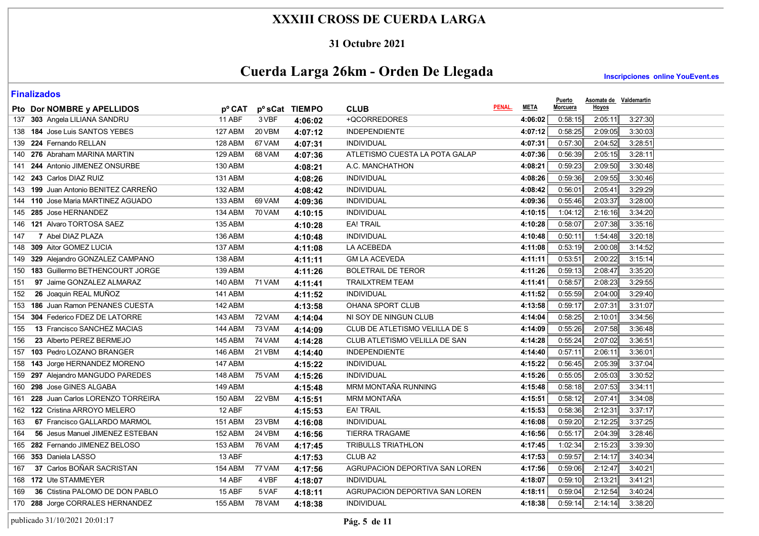# XXXIII CROSS DE CUERDA LARGA

## 31 Octubre 2021

## Cuerda Larga 26km - Orden De Llegada

Inscripciones online YouEvent.es

### Finalizados

| Pto | Dor | NOMBRE y APELLIDOS | pº CAT | pº sCat | TIEMPO | CLUB | PENAL. | META | Puerto Morcuera | Asomate de Hoyos | Valdemartin |
|---|---|---|---|---|---|---|---|---|---|---|---|
| 137 | 303 | Angela LILIANA SANDRU | 11 ABF | 3 VBF | 4:06:02 | +QCORREDORES | | 4:06:02 | 0:58:15 | 2:05:11 | 3:27:30 |
| 138 | 184 | Jose Luis SANTOS YEBES | 127 ABM | 20 VBM | 4:07:12 | INDEPENDIENTE | | 4:07:12 | 0:58:25 | 2:09:05 | 3:30:03 |
| 139 | 224 | Fernando RELLAN | 128 ABM | 67 VAM | 4:07:31 | INDIVIDUAL | | 4:07:31 | 0:57:30 | 2:04:52 | 3:28:51 |
| 140 | 276 | Abraham MARINA MARTIN | 129 ABM | 68 VAM | 4:07:36 | ATLETISMO CUESTA LA POTA GALAP | | 4:07:36 | 0:56:39 | 2:05:15 | 3:28:11 |
| 141 | 244 | Antonio JIMENEZ ONSURBE | 130 ABM | | 4:08:21 | A.C. MANCHATHON | | 4:08:21 | 0:59:23 | 2:09:50 | 3:30:48 |
| 142 | 243 | Carlos DIAZ RUIZ | 131 ABM | | 4:08:26 | INDIVIDUAL | | 4:08:26 | 0:59:36 | 2:09:55 | 3:30:46 |
| 143 | 199 | Juan Antonio BENITEZ CARREÑO | 132 ABM | | 4:08:42 | INDIVIDUAL | | 4:08:42 | 0:56:01 | 2:05:41 | 3:29:29 |
| 144 | 110 | Jose Maria MARTINEZ AGUADO | 133 ABM | 69 VAM | 4:09:36 | INDIVIDUAL | | 4:09:36 | 0:55:46 | 2:03:37 | 3:28:00 |
| 145 | 285 | Jose HERNANDEZ | 134 ABM | 70 VAM | 4:10:15 | INDIVIDUAL | | 4:10:15 | 1:04:12 | 2:16:16 | 3:34:20 |
| 146 | 121 | Alvaro TORTOSA SAEZ | 135 ABM | | 4:10:28 | EA! TRAIL | | 4:10:28 | 0:58:07 | 2:07:38 | 3:35:16 |
| 147 | 7 | Abel DIAZ PLAZA | 136 ABM | | 4:10:48 | INDIVIDUAL | | 4:10:48 | 0:50:11 | 1:54:48 | 3:20:18 |
| 148 | 309 | Aitor GOMEZ LUCIA | 137 ABM | | 4:11:08 | LA ACEBEDA | | 4:11:08 | 0:53:19 | 2:00:08 | 3:14:52 |
| 149 | 329 | Alejandro GONZALEZ CAMPANO | 138 ABM | | 4:11:11 | GM LA ACEVEDA | | 4:11:11 | 0:53:51 | 2:00:22 | 3:15:14 |
| 150 | 183 | Guillermo BETHENCOURT JORGE | 139 ABM | | 4:11:26 | BOLETRAIL DE TEROR | | 4:11:26 | 0:59:13 | 2:08:47 | 3:35:20 |
| 151 | 97 | Jaime GONZALEZ ALMARAZ | 140 ABM | 71 VAM | 4:11:41 | TRAILXTREM TEAM | | 4:11:41 | 0:58:57 | 2:08:23 | 3:29:55 |
| 152 | 26 | Joaquin REAL MUÑOZ | 141 ABM | | 4:11:52 | INDIVIDUAL | | 4:11:52 | 0:55:59 | 2:04:00 | 3:29:40 |
| 153 | 186 | Juan Ramon PENANES CUESTA | 142 ABM | | 4:13:58 | OHANA SPORT CLUB | | 4:13:58 | 0:59:17 | 2:07:31 | 3:31:07 |
| 154 | 304 | Federico FDEZ DE LATORRE | 143 ABM | 72 VAM | 4:14:04 | NI SOY DE NINGUN CLUB | | 4:14:04 | 0:58:25 | 2:10:01 | 3:34:56 |
| 155 | 13 | Francisco SANCHEZ MACIAS | 144 ABM | 73 VAM | 4:14:09 | CLUB DE ATLETISMO VELILLA DE S | | 4:14:09 | 0:55:26 | 2:07:58 | 3:36:48 |
| 156 | 23 | Alberto PEREZ BERMEJO | 145 ABM | 74 VAM | 4:14:28 | CLUB ATLETISMO VELILLA DE SAN | | 4:14:28 | 0:55:24 | 2:07:02 | 3:36:51 |
| 157 | 103 | Pedro LOZANO BRANGER | 146 ABM | 21 VBM | 4:14:40 | INDEPENDIENTE | | 4:14:40 | 0:57:11 | 2:06:11 | 3:36:01 |
| 158 | 143 | Jorge HERNANDEZ MORENO | 147 ABM | | 4:15:22 | INDIVIDUAL | | 4:15:22 | 0:56:45 | 2:05:39 | 3:37:04 |
| 159 | 297 | Alejandro MANGUDO PAREDES | 148 ABM | 75 VAM | 4:15:26 | INDIVIDUAL | | 4:15:26 | 0:55:05 | 2:05:03 | 3:30:52 |
| 160 | 298 | Jose GINES ALGABA | 149 ABM | | 4:15:48 | MRM MONTAÑA RUNNING | | 4:15:48 | 0:58:18 | 2:07:53 | 3:34:11 |
| 161 | 228 | Juan Carlos LORENZO TORREIRA | 150 ABM | 22 VBM | 4:15:51 | MRM MONTAÑA | | 4:15:51 | 0:58:12 | 2:07:41 | 3:34:08 |
| 162 | 122 | Cristina ARROYO MELERO | 12 ABF | | 4:15:53 | EA! TRAIL | | 4:15:53 | 0:58:36 | 2:12:31 | 3:37:17 |
| 163 | 67 | Francisco GALLARDO MARMOL | 151 ABM | 23 VBM | 4:16:08 | INDIVIDUAL | | 4:16:08 | 0:59:20 | 2:12:25 | 3:37:25 |
| 164 | 56 | Jesus Manuel JIMENEZ ESTEBAN | 152 ABM | 24 VBM | 4:16:56 | TIERRA TRAGAME | | 4:16:56 | 0:55:17 | 2:04:39 | 3:28:46 |
| 165 | 282 | Fernando JIMENEZ BELOSO | 153 ABM | 76 VAM | 4:17:45 | TRIBULLS TRIATHLON | | 4:17:45 | 1:02:34 | 2:15:23 | 3:39:30 |
| 166 | 353 | Daniela LASSO | 13 ABF | | 4:17:53 | CLUB A2 | | 4:17:53 | 0:59:57 | 2:14:17 | 3:40:34 |
| 167 | 37 | Carlos BOÑAR SACRISTAN | 154 ABM | 77 VAM | 4:17:56 | AGRUPACION DEPORTIVA SAN LOREN | | 4:17:56 | 0:59:06 | 2:12:47 | 3:40:21 |
| 168 | 172 | Ute STAMMEYER | 14 ABF | 4 VBF | 4:18:07 | INDIVIDUAL | | 4:18:07 | 0:59:10 | 2:13:21 | 3:41:21 |
| 169 | 36 | Ctistina PALOMO DE DON PABLO | 15 ABF | 5 VAF | 4:18:11 | AGRUPACION DEPORTIVA SAN LOREN | | 4:18:11 | 0:59:04 | 2:12:54 | 3:40:24 |
| 170 | 288 | Jorge CORRALES HERNANDEZ | 155 ABM | 78 VAM | 4:18:38 | INDIVIDUAL | | 4:18:38 | 0:59:14 | 2:14:14 | 3:38:20 |

publicado 31/10/2021 20:01:17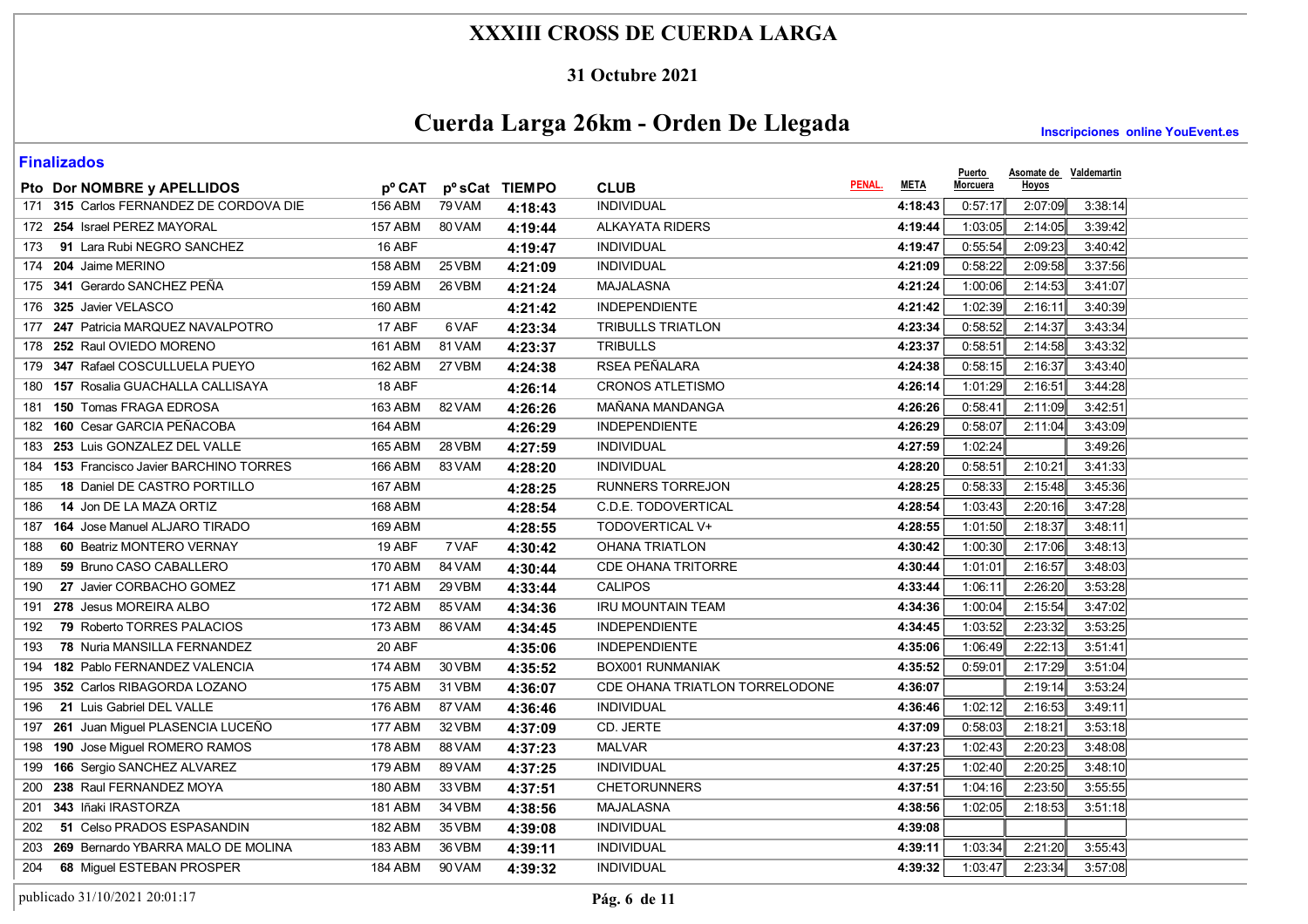# XXXIII CROSS DE CUERDA LARGA

**31 Octubre 2021**

## Cuerda Larga 26km - Orden De Llegada

**Inscripciones online YouEvent.es**

### Finalizados

| Pto | Dor | NOMBRE y APELLIDOS | pº CAT | pº sCat | TIEMPO | CLUB | PENAL. | META | Puerto Morcuera | Asomate de Hoyos | Valdemartin |
|---|---|---|---|---|---|---|---|---|---|---|---|
| 171 | 315 | Carlos FERNANDEZ DE CORDOVA DIE | 156 ABM | 79 VAM | 4:18:43 | INDIVIDUAL | | 4:18:43 | 0:57:17 | 2:07:09 | 3:38:14 |
| 172 | 254 | Israel PEREZ MAYORAL | 157 ABM | 80 VAM | 4:19:44 | ALKAYATA RIDERS | | 4:19:44 | 1:03:05 | 2:14:05 | 3:39:42 |
| 173 | 91 | Lara Rubi NEGRO SANCHEZ | 16 ABF | | 4:19:47 | INDIVIDUAL | | 4:19:47 | 0:55:54 | 2:09:23 | 3:40:42 |
| 174 | 204 | Jaime MERINO | 158 ABM | 25 VBM | 4:21:09 | INDIVIDUAL | | 4:21:09 | 0:58:22 | 2:09:58 | 3:37:56 |
| 175 | 341 | Gerardo SANCHEZ PEÑA | 159 ABM | 26 VBM | 4:21:24 | MAJALASNA | | 4:21:24 | 1:00:06 | 2:14:53 | 3:41:07 |
| 176 | 325 | Javier VELASCO | 160 ABM | | 4:21:42 | INDEPENDIENTE | | 4:21:42 | 1:02:39 | 2:16:11 | 3:40:39 |
| 177 | 247 | Patricia MARQUEZ NAVALPOTRO | 17 ABF | 6 VAF | 4:23:34 | TRIBULLS TRIATLON | | 4:23:34 | 0:58:52 | 2:14:37 | 3:43:34 |
| 178 | 252 | Raul OVIEDO MORENO | 161 ABM | 81 VAM | 4:23:37 | TRIBULLS | | 4:23:37 | 0:58:51 | 2:14:58 | 3:43:32 |
| 179 | 347 | Rafael COSCULLUELA PUEYO | 162 ABM | 27 VBM | 4:24:38 | RSEA PEÑALARA | | 4:24:38 | 0:58:15 | 2:16:37 | 3:43:40 |
| 180 | 157 | Rosalia GUACHALLA CALLISAYA | 18 ABF | | 4:26:14 | CRONOS ATLETISMO | | 4:26:14 | 1:01:29 | 2:16:51 | 3:44:28 |
| 181 | 150 | Tomas FRAGA EDROSA | 163 ABM | 82 VAM | 4:26:26 | MAÑANA MANDANGA | | 4:26:26 | 0:58:41 | 2:11:09 | 3:42:51 |
| 182 | 160 | Cesar GARCIA PEÑACOBA | 164 ABM | | 4:26:29 | INDEPENDIENTE | | 4:26:29 | 0:58:07 | 2:11:04 | 3:43:09 |
| 183 | 253 | Luis GONZALEZ DEL VALLE | 165 ABM | 28 VBM | 4:27:59 | INDIVIDUAL | | 4:27:59 | 1:02:24 | | 3:49:26 |
| 184 | 153 | Francisco Javier BARCHINO TORRES | 166 ABM | 83 VAM | 4:28:20 | INDIVIDUAL | | 4:28:20 | 0:58:51 | 2:10:21 | 3:41:33 |
| 185 | 18 | Daniel DE CASTRO PORTILLO | 167 ABM | | 4:28:25 | RUNNERS TORREJON | | 4:28:25 | 0:58:33 | 2:15:48 | 3:45:36 |
| 186 | 14 | Jon DE LA MAZA ORTIZ | 168 ABM | | 4:28:54 | C.D.E. TODOVERTICAL | | 4:28:54 | 1:03:43 | 2:20:16 | 3:47:28 |
| 187 | 164 | Jose Manuel ALJARO TIRADO | 169 ABM | | 4:28:55 | TODOVERTICAL V+ | | 4:28:55 | 1:01:50 | 2:18:37 | 3:48:11 |
| 188 | 60 | Beatriz MONTERO VERNAY | 19 ABF | 7 VAF | 4:30:42 | OHANA TRIATLON | | 4:30:42 | 1:00:30 | 2:17:06 | 3:48:13 |
| 189 | 59 | Bruno CASO CABALLERO | 170 ABM | 84 VAM | 4:30:44 | CDE OHANA TRITORRE | | 4:30:44 | 1:01:01 | 2:16:57 | 3:48:03 |
| 190 | 27 | Javier CORBACHO GOMEZ | 171 ABM | 29 VBM | 4:33:44 | CALIPOS | | 4:33:44 | 1:06:11 | 2:26:20 | 3:53:28 |
| 191 | 278 | Jesus MOREIRA ALBO | 172 ABM | 85 VAM | 4:34:36 | IRU MOUNTAIN TEAM | | 4:34:36 | 1:00:04 | 2:15:54 | 3:47:02 |
| 192 | 79 | Roberto TORRES PALACIOS | 173 ABM | 86 VAM | 4:34:45 | INDEPENDIENTE | | 4:34:45 | 1:03:52 | 2:23:32 | 3:53:25 |
| 193 | 78 | Nuria MANSILLA FERNANDEZ | 20 ABF | | 4:35:06 | INDEPENDIENTE | | 4:35:06 | 1:06:49 | 2:22:13 | 3:51:41 |
| 194 | 182 | Pablo FERNANDEZ VALENCIA | 174 ABM | 30 VBM | 4:35:52 | BOX001 RUNMANIAK | | 4:35:52 | 0:59:01 | 2:17:29 | 3:51:04 |
| 195 | 352 | Carlos RIBAGORDA LOZANO | 175 ABM | 31 VBM | 4:36:07 | CDE OHANA TRIATLON TORRELODONE | | 4:36:07 | | 2:19:14 | 3:53:24 |
| 196 | 21 | Luis Gabriel DEL VALLE | 176 ABM | 87 VAM | 4:36:46 | INDIVIDUAL | | 4:36:46 | 1:02:12 | 2:16:53 | 3:49:11 |
| 197 | 261 | Juan Miguel PLASENCIA LUCEÑO | 177 ABM | 32 VBM | 4:37:09 | CD. JERTE | | 4:37:09 | 0:58:03 | 2:18:21 | 3:53:18 |
| 198 | 190 | Jose Miguel ROMERO RAMOS | 178 ABM | 88 VAM | 4:37:23 | MALVAR | | 4:37:23 | 1:02:43 | 2:20:23 | 3:48:08 |
| 199 | 166 | Sergio SANCHEZ ALVAREZ | 179 ABM | 89 VAM | 4:37:25 | INDIVIDUAL | | 4:37:25 | 1:02:40 | 2:20:25 | 3:48:10 |
| 200 | 238 | Raul FERNANDEZ MOYA | 180 ABM | 33 VBM | 4:37:51 | CHETORUNNERS | | 4:37:51 | 1:04:16 | 2:23:50 | 3:55:55 |
| 201 | 343 | Iñaki IRASTORZA | 181 ABM | 34 VBM | 4:38:56 | MAJALASNA | | 4:38:56 | 1:02:05 | 2:18:53 | 3:51:18 |
| 202 | 51 | Celso PRADOS ESPASANDIN | 182 ABM | 35 VBM | 4:39:08 | INDIVIDUAL | | 4:39:08 | | | |
| 203 | 269 | Bernardo YBARRA MALO DE MOLINA | 183 ABM | 36 VBM | 4:39:11 | INDIVIDUAL | | 4:39:11 | 1:03:34 | 2:21:20 | 3:55:43 |
| 204 | 68 | Miguel ESTEBAN PROSPER | 184 ABM | 90 VAM | 4:39:32 | INDIVIDUAL | | 4:39:32 | 1:03:47 | 2:23:34 | 3:57:08 |

publicado 31/10/2021 20:01:17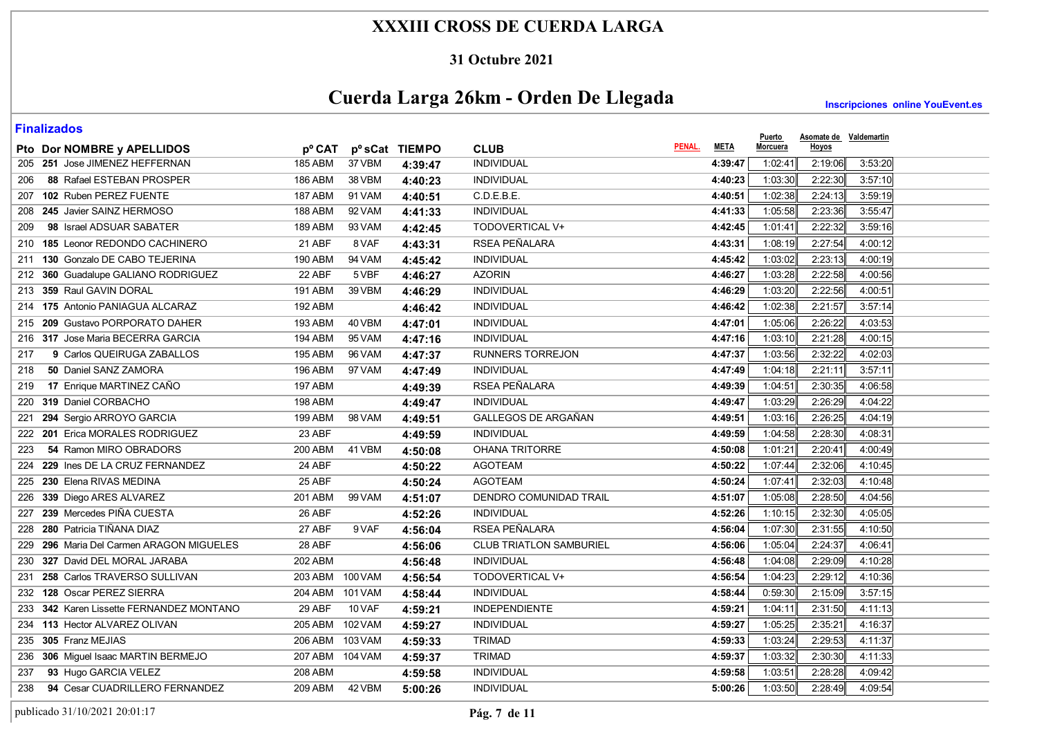# XXXIII CROSS DE CUERDA LARGA

### 31 Octubre 2021

## Cuerda Larga 26km - Orden De Llegada

**Inscripciones online YouEvent.es**

### Finalizados

| Pto | Dor | NOMBRE y APELLIDOS | pº CAT | pº sCat | TIEMPO | CLUB | PENAL. | META | Puerto Morcuera | Asomate de Hoyos | Valdemartin |
|---|---|---|---|---|---|---|---|---|---|---|---|
| 205 | 251 | Jose JIMENEZ HEFFERNAN | 185 ABM | 37 VBM | 4:39:47 | INDIVIDUAL | | 4:39:47 | 1:02:41 | 2:19:06 | 3:53:20 |
| 206 | 88 | Rafael ESTEBAN PROSPER | 186 ABM | 38 VBM | 4:40:23 | INDIVIDUAL | | 4:40:23 | 1:03:30 | 2:22:30 | 3:57:10 |
| 207 | 102 | Ruben PEREZ FUENTE | 187 ABM | 91 VAM | 4:40:51 | C.D.E.B.E. | | 4:40:51 | 1:02:38 | 2:24:13 | 3:59:19 |
| 208 | 245 | Javier SAINZ HERMOSO | 188 ABM | 92 VAM | 4:41:33 | INDIVIDUAL | | 4:41:33 | 1:05:58 | 2:23:36 | 3:55:47 |
| 209 | 98 | Israel ADSUAR SABATER | 189 ABM | 93 VAM | 4:42:45 | TODOVERTICAL V+ | | 4:42:45 | 1:01:41 | 2:22:32 | 3:59:16 |
| 210 | 185 | Leonor REDONDO CACHINERO | 21 ABF | 8 VAF | 4:43:31 | RSEA PEÑALARA | | 4:43:31 | 1:08:19 | 2:27:54 | 4:00:12 |
| 211 | 130 | Gonzalo DE CABO TEJERINA | 190 ABM | 94 VAM | 4:45:42 | INDIVIDUAL | | 4:45:42 | 1:03:02 | 2:23:13 | 4:00:19 |
| 212 | 360 | Guadalupe GALIANO RODRIGUEZ | 22 ABF | 5 VBF | 4:46:27 | AZORIN | | 4:46:27 | 1:03:28 | 2:22:58 | 4:00:56 |
| 213 | 359 | Raul GAVIN DORAL | 191 ABM | 39 VBM | 4:46:29 | INDIVIDUAL | | 4:46:29 | 1:03:20 | 2:22:56 | 4:00:51 |
| 214 | 175 | Antonio PANIAGUA ALCARAZ | 192 ABM | | 4:46:42 | INDIVIDUAL | | 4:46:42 | 1:02:38 | 2:21:57 | 3:57:14 |
| 215 | 209 | Gustavo PORPORATO DAHER | 193 ABM | 40 VBM | 4:47:01 | INDIVIDUAL | | 4:47:01 | 1:05:06 | 2:26:22 | 4:03:53 |
| 216 | 317 | Jose Maria BECERRA GARCIA | 194 ABM | 95 VAM | 4:47:16 | INDIVIDUAL | | 4:47:16 | 1:03:10 | 2:21:28 | 4:00:15 |
| 217 | 9 | Carlos QUEIRUGA ZABALLOS | 195 ABM | 96 VAM | 4:47:37 | RUNNERS TORREJON | | 4:47:37 | 1:03:56 | 2:32:22 | 4:02:03 |
| 218 | 50 | Daniel SANZ ZAMORA | 196 ABM | 97 VAM | 4:47:49 | INDIVIDUAL | | 4:47:49 | 1:04:18 | 2:21:11 | 3:57:11 |
| 219 | 17 | Enrique MARTINEZ CAÑO | 197 ABM | | 4:49:39 | RSEA PEÑALARA | | 4:49:39 | 1:04:51 | 2:30:35 | 4:06:58 |
| 220 | 319 | Daniel CORBACHO | 198 ABM | | 4:49:47 | INDIVIDUAL | | 4:49:47 | 1:03:29 | 2:26:29 | 4:04:22 |
| 221 | 294 | Sergio ARROYO GARCIA | 199 ABM | 98 VAM | 4:49:51 | GALLEGOS DE ARGAÑAN | | 4:49:51 | 1:03:16 | 2:26:25 | 4:04:19 |
| 222 | 201 | Erica MORALES RODRIGUEZ | 23 ABF | | 4:49:59 | INDIVIDUAL | | 4:49:59 | 1:04:58 | 2:28:30 | 4:08:31 |
| 223 | 54 | Ramon MIRO OBRADORS | 200 ABM | 41 VBM | 4:50:08 | OHANA TRITORRE | | 4:50:08 | 1:01:21 | 2:20:41 | 4:00:49 |
| 224 | 229 | Ines DE LA CRUZ FERNANDEZ | 24 ABF | | 4:50:22 | AGOTEAM | | 4:50:22 | 1:07:44 | 2:32:06 | 4:10:45 |
| 225 | 230 | Elena RIVAS MEDINA | 25 ABF | | 4:50:24 | AGOTEAM | | 4:50:24 | 1:07:41 | 2:32:03 | 4:10:48 |
| 226 | 339 | Diego ARES ALVAREZ | 201 ABM | 99 VAM | 4:51:07 | DENDRO COMUNIDAD TRAIL | | 4:51:07 | 1:05:08 | 2:28:50 | 4:04:56 |
| 227 | 239 | Mercedes PIÑA CUESTA | 26 ABF | | 4:52:26 | INDIVIDUAL | | 4:52:26 | 1:10:15 | 2:32:30 | 4:05:05 |
| 228 | 280 | Patricia TIÑANA DIAZ | 27 ABF | 9 VAF | 4:56:04 | RSEA PEÑALARA | | 4:56:04 | 1:07:30 | 2:31:55 | 4:10:50 |
| 229 | 296 | Maria Del Carmen ARAGON MIGUELES | 28 ABF | | 4:56:06 | CLUB TRIATLON SAMBURIEL | | 4:56:06 | 1:05:04 | 2:24:37 | 4:06:41 |
| 230 | 327 | David DEL MORAL JARABA | 202 ABM | | 4:56:48 | INDIVIDUAL | | 4:56:48 | 1:04:08 | 2:29:09 | 4:10:28 |
| 231 | 258 | Carlos TRAVERSO SULLIVAN | 203 ABM | 100 VAM | 4:56:54 | TODOVERTICAL V+ | | 4:56:54 | 1:04:23 | 2:29:12 | 4:10:36 |
| 232 | 128 | Oscar PEREZ SIERRA | 204 ABM | 101 VAM | 4:58:44 | INDIVIDUAL | | 4:58:44 | 0:59:30 | 2:15:09 | 3:57:15 |
| 233 | 342 | Karen Lissette FERNANDEZ MONTANO | 29 ABF | 10 VAF | 4:59:21 | INDEPENDIENTE | | 4:59:21 | 1:04:11 | 2:31:50 | 4:11:13 |
| 234 | 113 | Hector ALVAREZ OLIVAN | 205 ABM | 102 VAM | 4:59:27 | INDIVIDUAL | | 4:59:27 | 1:05:25 | 2:35:21 | 4:16:37 |
| 235 | 305 | Franz MEJIAS | 206 ABM | 103 VAM | 4:59:33 | TRIMAD | | 4:59:33 | 1:03:24 | 2:29:53 | 4:11:37 |
| 236 | 306 | Miguel Isaac MARTIN BERMEJO | 207 ABM | 104 VAM | 4:59:37 | TRIMAD | | 4:59:37 | 1:03:32 | 2:30:30 | 4:11:33 |
| 237 | 93 | Hugo GARCIA VELEZ | 208 ABM | | 4:59:58 | INDIVIDUAL | | 4:59:58 | 1:03:51 | 2:28:28 | 4:09:42 |
| 238 | 94 | Cesar CUADRILLERO FERNANDEZ | 209 ABM | 42 VBM | 5:00:26 | INDIVIDUAL | | 5:00:26 | 1:03:50 | 2:28:49 | 4:09:54 |

publicado 31/10/2021 20:01:17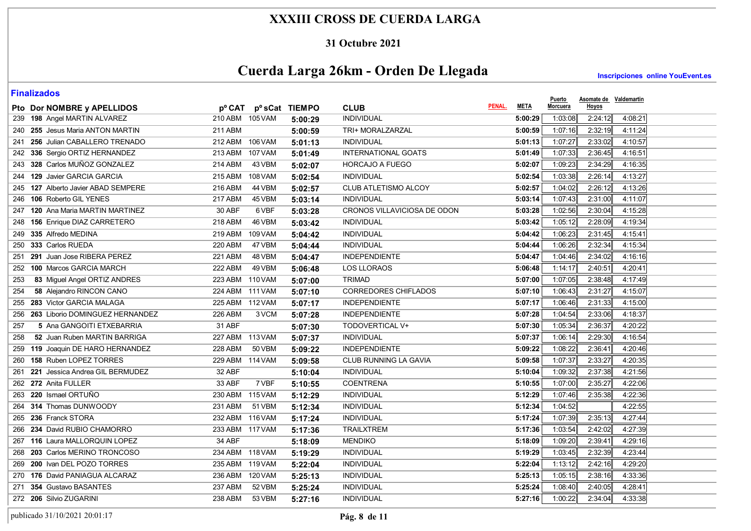# XXXIII CROSS DE CUERDA LARGA

**31 Octubre 2021**

## Cuerda Larga 26km - Orden De Llegada

**Inscripciones online YouEvent.es**

**Finalizados**

| Pto | Dor | NOMBRE y APELLIDOS | pº CAT | pº sCat | TIEMPO | CLUB | PENAL. | META | Puerto Morcuera | Asomate de Hoyos | Valdemartin |
|---|---|---|---|---|---|---|---|---|---|---|---|
| 239 | 198 | Angel MARTIN ALVAREZ | 210 ABM | 105 VAM | 5:00:29 | INDIVIDUAL | | 5:00:29 | 1:03:08 | 2:24:12 | 4:08:21 |
| 240 | 255 | Jesus Maria ANTON MARTIN | 211 ABM | | 5:00:59 | TRI+ MORALZARZAL | | 5:00:59 | 1:07:16 | 2:32:19 | 4:11:24 |
| 241 | 256 | Julian CABALLERO TRENADO | 212 ABM | 106 VAM | 5:01:13 | INDIVIDUAL | | 5:01:13 | 1:07:27 | 2:33:02 | 4:10:57 |
| 242 | 336 | Sergio ORTIZ HERNANDEZ | 213 ABM | 107 VAM | 5:01:49 | INTERNATIONAL GOATS | | 5:01:49 | 1:07:33 | 2:36:45 | 4:16:51 |
| 243 | 328 | Carlos MUÑOZ GONZALEZ | 214 ABM | 43 VBM | 5:02:07 | HORCAJO A FUEGO | | 5:02:07 | 1:09:23 | 2:34:29 | 4:16:35 |
| 244 | 129 | Javier GARCIA GARCIA | 215 ABM | 108 VAM | 5:02:54 | INDIVIDUAL | | 5:02:54 | 1:03:38 | 2:26:14 | 4:13:27 |
| 245 | 127 | Alberto Javier ABAD SEMPERE | 216 ABM | 44 VBM | 5:02:57 | CLUB ATLETISMO ALCOY | | 5:02:57 | 1:04:02 | 2:26:12 | 4:13:26 |
| 246 | 106 | Roberto GIL YENES | 217 ABM | 45 VBM | 5:03:14 | INDIVIDUAL | | 5:03:14 | 1:07:43 | 2:31:00 | 4:11:07 |
| 247 | 120 | Ana Maria MARTIN MARTINEZ | 30 ABF | 6 VBF | 5:03:28 | CRONOS VILLAVICIOSA DE ODON | | 5:03:28 | 1:02:56 | 2:30:04 | 4:15:28 |
| 248 | 156 | Enrique DIAZ CARRETERO | 218 ABM | 46 VBM | 5:03:42 | INDIVIDUAL | | 5:03:42 | 1:05:12 | 2:28:09 | 4:19:34 |
| 249 | 335 | Alfredo MEDINA | 219 ABM | 109 VAM | 5:04:42 | INDIVIDUAL | | 5:04:42 | 1:06:23 | 2:31:45 | 4:15:41 |
| 250 | 333 | Carlos RUEDA | 220 ABM | 47 VBM | 5:04:44 | INDIVIDUAL | | 5:04:44 | 1:06:26 | 2:32:34 | 4:15:34 |
| 251 | 291 | Juan Jose RIBERA PEREZ | 221 ABM | 48 VBM | 5:04:47 | INDEPENDIENTE | | 5:04:47 | 1:04:46 | 2:34:02 | 4:16:16 |
| 252 | 100 | Marcos GARCIA MARCH | 222 ABM | 49 VBM | 5:06:48 | LOS LLORAOS | | 5:06:48 | 1:14:17 | 2:40:51 | 4:20:41 |
| 253 | 83 | Miguel Angel ORTIZ ANDRES | 223 ABM | 110 VAM | 5:07:00 | TRIMAD | | 5:07:00 | 1:07:05 | 2:38:48 | 4:17:49 |
| 254 | 58 | Alejandro RINCON CANO | 224 ABM | 111 VAM | 5:07:10 | CORREDORES CHIFLADOS | | 5:07:10 | 1:06:43 | 2:31:27 | 4:15:07 |
| 255 | 283 | Victor GARCIA MALAGA | 225 ABM | 112 VAM | 5:07:17 | INDEPENDIENTE | | 5:07:17 | 1:06:46 | 2:31:33 | 4:15:00 |
| 256 | 263 | Liborio DOMINGUEZ HERNANDEZ | 226 ABM | 3 VCM | 5:07:28 | INDEPENDIENTE | | 5:07:28 | 1:04:54 | 2:33:06 | 4:18:37 |
| 257 | 5 | Ana GANGOITI ETXEBARRIA | 31 ABF | | 5:07:30 | TODOVERTICAL V+ | | 5:07:30 | 1:05:34 | 2:36:37 | 4:20:22 |
| 258 | 52 | Juan Ruben MARTIN BARRIGA | 227 ABM | 113 VAM | 5:07:37 | INDIVIDUAL | | 5:07:37 | 1:06:14 | 2:29:30 | 4:16:54 |
| 259 | 119 | Joaquin DE HARO HERNANDEZ | 228 ABM | 50 VBM | 5:09:22 | INDEPENDIENTE | | 5:09:22 | 1:08:22 | 2:36:41 | 4:20:46 |
| 260 | 158 | Ruben LOPEZ TORRES | 229 ABM | 114 VAM | 5:09:58 | CLUB RUNNING LA GAVIA | | 5:09:58 | 1:07:37 | 2:33:27 | 4:20:35 |
| 261 | 221 | Jessica Andrea GIL BERMUDEZ | 32 ABF | | 5:10:04 | INDIVIDUAL | | 5:10:04 | 1:09:32 | 2:37:38 | 4:21:56 |
| 262 | 272 | Anita FULLER | 33 ABF | 7 VBF | 5:10:55 | COENTRENA | | 5:10:55 | 1:07:00 | 2:35:27 | 4:22:06 |
| 263 | 220 | Ismael ORTUÑO | 230 ABM | 115 VAM | 5:12:29 | INDIVIDUAL | | 5:12:29 | 1:07:46 | 2:35:38 | 4:22:36 |
| 264 | 314 | Thomas DUNWOODY | 231 ABM | 51 VBM | 5:12:34 | INDIVIDUAL | | 5:12:34 | 1:04:52 | | 4:22:55 |
| 265 | 236 | Franck STORA | 232 ABM | 116 VAM | 5:17:24 | INDIVIDUAL | | 5:17:24 | 1:07:39 | 2:35:13 | 4:27:44 |
| 266 | 234 | David RUBIO CHAMORRO | 233 ABM | 117 VAM | 5:17:36 | TRAILXTREM | | 5:17:36 | 1:03:54 | 2:42:02 | 4:27:39 |
| 267 | 116 | Laura MALLORQUIN LOPEZ | 34 ABF | | 5:18:09 | MENDIKO | | 5:18:09 | 1:09:20 | 2:39:41 | 4:29:16 |
| 268 | 203 | Carlos MERINO TRONCOSO | 234 ABM | 118 VAM | 5:19:29 | INDIVIDUAL | | 5:19:29 | 1:03:45 | 2:32:39 | 4:23:44 |
| 269 | 200 | Ivan DEL POZO TORRES | 235 ABM | 119 VAM | 5:22:04 | INDIVIDUAL | | 5:22:04 | 1:13:12 | 2:42:16 | 4:29:20 |
| 270 | 176 | David PANIAGUA ALCARAZ | 236 ABM | 120 VAM | 5:25:13 | INDIVIDUAL | | 5:25:13 | 1:05:15 | 2:38:16 | 4:33:36 |
| 271 | 354 | Gustavo BASANTES | 237 ABM | 52 VBM | 5:25:24 | INDIVIDUAL | | 5:25:24 | 1:08:40 | 2:40:05 | 4:28:41 |
| 272 | 206 | Silvio ZUGARINI | 238 ABM | 53 VBM | 5:27:16 | INDIVIDUAL | | 5:27:16 | 1:00:22 | 2:34:04 | 4:33:38 |

publicado 31/10/2021 20:01:17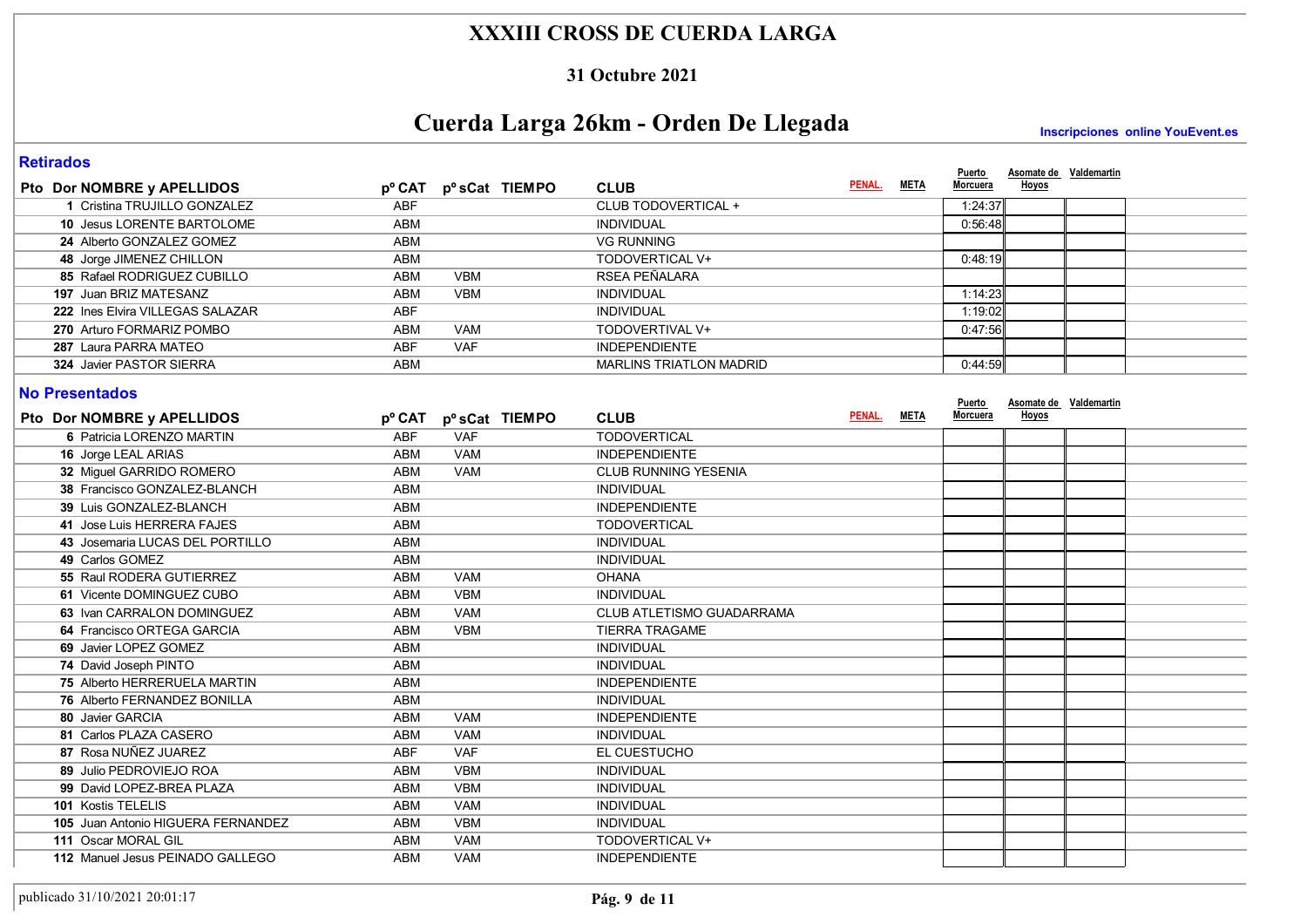# XXXIII CROSS DE CUERDA LARGA

**31 Octubre 2021**

## Cuerda Larga 26km - Orden De Llegada

**Inscripciones online YouEvent.es**

### Retirados

| Pto | Dor | NOMBRE y APELLIDOS | pº CAT | pº sCat | TIEMPO | CLUB | PENAL. | META | Puerto Morcuera | Asomate de Hoyos | Valdemartin |
|---|---|---|---|---|---|---|---|---|---|---|---|
| | 1 | Cristina TRUJILLO GONZALEZ | ABF | | | CLUB TODOVERTICAL + | | | 1:24:37 | | |
| | 10 | Jesus LORENTE BARTOLOME | ABM | | | INDIVIDUAL | | | 0:56:48 | | |
| | 24 | Alberto GONZALEZ GOMEZ | ABM | | | VG RUNNING | | | | | |
| | 48 | Jorge JIMENEZ CHILLON | ABM | | | TODOVERTICAL V+ | | | 0:48:19 | | |
| | 85 | Rafael RODRIGUEZ CUBILLO | ABM | VBM | | RSEA PEÑALARA | | | | | |
| | 197 | Juan BRIZ MATESANZ | ABM | VBM | | INDIVIDUAL | | | 1:14:23 | | |
| | 222 | Ines Elvira VILLEGAS SALAZAR | ABF | | | INDIVIDUAL | | | 1:19:02 | | |
| | 270 | Arturo FORMARIZ POMBO | ABM | VAM | | TODOVERTIVAL V+ | | | 0:47:56 | | |
| | 287 | Laura PARRA MATEO | ABF | VAF | | INDEPENDIENTE | | | | | |
| | 324 | Javier PASTOR SIERRA | ABM | | | MARLINS TRIATLON MADRID | | | 0:44:59 | | |

### No Presentados

| Pto | Dor | NOMBRE y APELLIDOS | pº CAT | pº sCat | TIEMPO | CLUB | PENAL. | META | Puerto Morcuera | Asomate de Hoyos | Valdemartin |
|---|---|---|---|---|---|---|---|---|---|---|---|
| | 6 | Patricia LORENZO MARTIN | ABF | VAF | | TODOVERTICAL | | | | | |
| | 16 | Jorge LEAL ARIAS | ABM | VAM | | INDEPENDIENTE | | | | | |
| | 32 | Miguel GARRIDO ROMERO | ABM | VAM | | CLUB RUNNING YESENIA | | | | | |
| | 38 | Francisco GONZALEZ-BLANCH | ABM | | | INDIVIDUAL | | | | | |
| | 39 | Luis GONZALEZ-BLANCH | ABM | | | INDEPENDIENTE | | | | | |
| | 41 | Jose Luis HERRERA FAJES | ABM | | | TODOVERTICAL | | | | | |
| | 43 | Josemaria LUCAS DEL PORTILLO | ABM | | | INDIVIDUAL | | | | | |
| | 49 | Carlos GOMEZ | ABM | | | INDIVIDUAL | | | | | |
| | 55 | Raul RODERA GUTIERREZ | ABM | VAM | | OHANA | | | | | |
| | 61 | Vicente DOMINGUEZ CUBO | ABM | VBM | | INDIVIDUAL | | | | | |
| | 63 | Ivan CARRALON DOMINGUEZ | ABM | VAM | | CLUB ATLETISMO GUADARRAMA | | | | | |
| | 64 | Francisco ORTEGA GARCIA | ABM | VBM | | TIERRA TRAGAME | | | | | |
| | 69 | Javier LOPEZ GOMEZ | ABM | | | INDIVIDUAL | | | | | |
| | 74 | David Joseph PINTO | ABM | | | INDIVIDUAL | | | | | |
| | 75 | Alberto HERRERUELA MARTIN | ABM | | | INDEPENDIENTE | | | | | |
| | 76 | Alberto FERNANDEZ BONILLA | ABM | | | INDIVIDUAL | | | | | |
| | 80 | Javier GARCIA | ABM | VAM | | INDEPENDIENTE | | | | | |
| | 81 | Carlos PLAZA CASERO | ABM | VAM | | INDIVIDUAL | | | | | |
| | 87 | Rosa NUÑEZ JUAREZ | ABF | VAF | | EL CUESTUCHO | | | | | |
| | 89 | Julio PEDROVIEJO ROA | ABM | VBM | | INDIVIDUAL | | | | | |
| | 99 | David LOPEZ-BREA PLAZA | ABM | VBM | | INDIVIDUAL | | | | | |
| | 101 | Kostis TELELIS | ABM | VAM | | INDIVIDUAL | | | | | |
| | 105 | Juan Antonio HIGUERA FERNANDEZ | ABM | VBM | | INDIVIDUAL | | | | | |
| | 111 | Oscar MORAL GIL | ABM | VAM | | TODOVERTICAL V+ | | | | | |
| | 112 | Manuel Jesus PEINADO GALLEGO | ABM | VAM | | INDEPENDIENTE | | | | | |

publicado 31/10/2021 20:01:17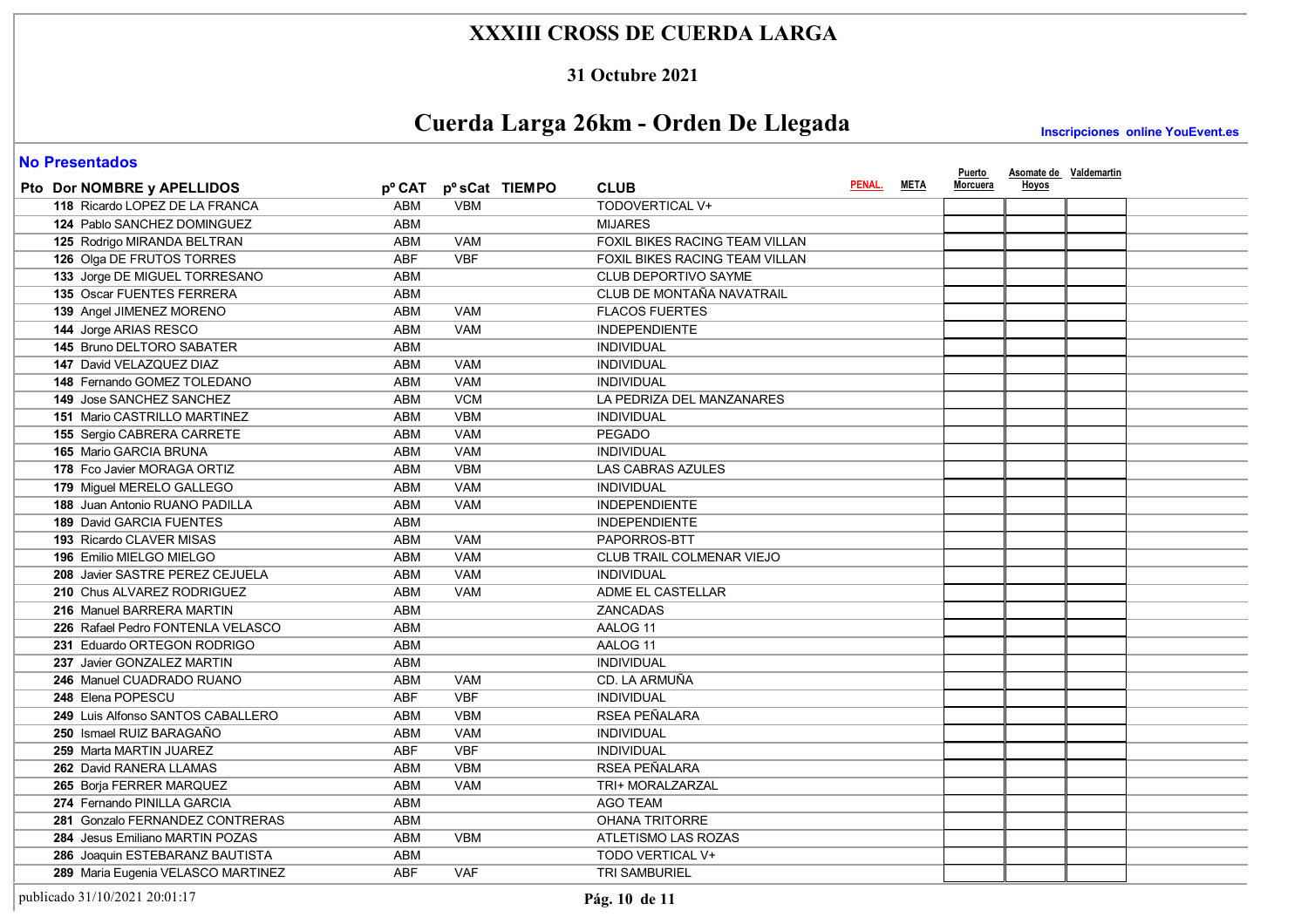# XXXIII CROSS DE CUERDA LARGA

**31 Octubre 2021**

## Cuerda Larga 26km - Orden De Llegada

**Inscripciones online YouEvent.es**

### No Presentados

| Pto | Dor | NOMBRE y APELLIDOS | pº CAT | pº sCat | TIEMPO | CLUB | PENAL. | META | Puerto Morcuera | Asomate de Hoyos | Valdemartin |
|---|---|---|---|---|---|---|---|---|---|---|---|
| | 118 | Ricardo LOPEZ DE LA FRANCA | ABM | VBM | | TODOVERTICAL V+ | | | | | |
| | 124 | Pablo SANCHEZ DOMINGUEZ | ABM | | | MIJARES | | | | | |
| | 125 | Rodrigo MIRANDA BELTRAN | ABM | VAM | | FOXIL BIKES RACING TEAM VILLAN | | | | | |
| | 126 | Olga DE FRUTOS TORRES | ABF | VBF | | FOXIL BIKES RACING TEAM VILLAN | | | | | |
| | 133 | Jorge DE MIGUEL TORRESANO | ABM | | | CLUB DEPORTIVO SAYME | | | | | |
| | 135 | Oscar FUENTES FERRERA | ABM | | | CLUB DE MONTAÑA NAVATRAIL | | | | | |
| | 139 | Angel JIMENEZ MORENO | ABM | VAM | | FLACOS FUERTES | | | | | |
| | 144 | Jorge ARIAS RESCO | ABM | VAM | | INDEPENDIENTE | | | | | |
| | 145 | Bruno DELTORO SABATER | ABM | | | INDIVIDUAL | | | | | |
| | 147 | David VELAZQUEZ DIAZ | ABM | VAM | | INDIVIDUAL | | | | | |
| | 148 | Fernando GOMEZ TOLEDANO | ABM | VAM | | INDIVIDUAL | | | | | |
| | 149 | Jose SANCHEZ SANCHEZ | ABM | VCM | | LA PEDRIZA DEL MANZANARES | | | | | |
| | 151 | Mario CASTRILLO MARTINEZ | ABM | VBM | | INDIVIDUAL | | | | | |
| | 155 | Sergio CABRERA CARRETE | ABM | VAM | | PEGADO | | | | | |
| | 165 | Mario GARCIA BRUNA | ABM | VAM | | INDIVIDUAL | | | | | |
| | 178 | Fco Javier MORAGA ORTIZ | ABM | VBM | | LAS CABRAS AZULES | | | | | |
| | 179 | Miguel MERELO GALLEGO | ABM | VAM | | INDIVIDUAL | | | | | |
| | 188 | Juan Antonio RUANO PADILLA | ABM | VAM | | INDEPENDIENTE | | | | | |
| | 189 | David GARCIA FUENTES | ABM | | | INDEPENDIENTE | | | | | |
| | 193 | Ricardo CLAVER MISAS | ABM | VAM | | PAPORROS-BTT | | | | | |
| | 196 | Emilio MIELGO MIELGO | ABM | VAM | | CLUB TRAIL COLMENAR VIEJO | | | | | |
| | 208 | Javier SASTRE PEREZ CEJUELA | ABM | VAM | | INDIVIDUAL | | | | | |
| | 210 | Chus ALVAREZ RODRIGUEZ | ABM | VAM | | ADME EL CASTELLAR | | | | | |
| | 216 | Manuel BARRERA MARTIN | ABM | | | ZANCADAS | | | | | |
| | 226 | Rafael Pedro FONTENLA VELASCO | ABM | | | AALOG 11 | | | | | |
| | 231 | Eduardo ORTEGON RODRIGO | ABM | | | AALOG 11 | | | | | |
| | 237 | Javier GONZALEZ MARTIN | ABM | | | INDIVIDUAL | | | | | |
| | 246 | Manuel CUADRADO RUANO | ABM | VAM | | CD. LA ARMUÑA | | | | | |
| | 248 | Elena POPESCU | ABF | VBF | | INDIVIDUAL | | | | | |
| | 249 | Luis Alfonso SANTOS CABALLERO | ABM | VBM | | RSEA PEÑALARA | | | | | |
| | 250 | Ismael RUIZ BARAGAÑO | ABM | VAM | | INDIVIDUAL | | | | | |
| | 259 | Marta MARTIN JUAREZ | ABF | VBF | | INDIVIDUAL | | | | | |
| | 262 | David RANERA LLAMAS | ABM | VBM | | RSEA PEÑALARA | | | | | |
| | 265 | Borja FERRER MARQUEZ | ABM | VAM | | TRI+ MORALZARZAL | | | | | |
| | 274 | Fernando PINILLA GARCIA | ABM | | | AGO TEAM | | | | | |
| | 281 | Gonzalo FERNANDEZ CONTRERAS | ABM | | | OHANA TRITORRE | | | | | |
| | 284 | Jesus Emiliano MARTIN POZAS | ABM | VBM | | ATLETISMO LAS ROZAS | | | | | |
| | 286 | Joaquin ESTEBARANZ BAUTISTA | ABM | | | TODO VERTICAL V+ | | | | | |
| | 289 | Maria Eugenia VELASCO MARTINEZ | ABF | VAF | | TRI SAMBURIEL | | | | | |

publicado 31/10/2021 20:01:17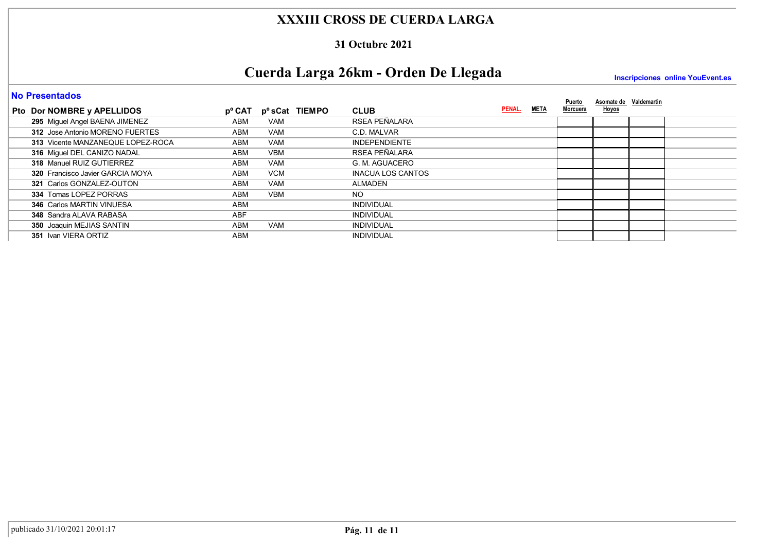# XXXIII CROSS DE CUERDA LARGA

**31 Octubre 2021**

## Cuerda Larga 26km - Orden De Llegada

Inscripciones online YouEvent.es

### No Presentados

| Pto | Dor | NOMBRE y APELLIDOS | pº CAT | pº sCat | TIEMPO | CLUB | PENAL. | META | Puerto Morcuera | Asomate de Hoyos | Valdemartin |
|---|---|---|---|---|---|---|---|---|---|---|---|
| | 295 | Miguel Angel BAENA JIMENEZ | ABM | VAM | | RSEA PEÑALARA | | | | | |
| | 312 | Jose Antonio MORENO FUERTES | ABM | VAM | | C.D. MALVAR | | | | | |
| | 313 | Vicente MANZANEQUE LOPEZ-ROCA | ABM | VAM | | INDEPENDIENTE | | | | | |
| | 316 | Miguel DEL CANIZO NADAL | ABM | VBM | | RSEA PEÑALARA | | | | | |
| | 318 | Manuel RUIZ GUTIERREZ | ABM | VAM | | G. M. AGUACERO | | | | | |
| | 320 | Francisco Javier GARCIA MOYA | ABM | VCM | | INACUA LOS CANTOS | | | | | |
| | 321 | Carlos GONZALEZ-OUTON | ABM | VAM | | ALMADEN | | | | | |
| | 334 | Tomas LOPEZ PORRAS | ABM | VBM | | NO | | | | | |
| | 346 | Carlos MARTIN VINUESA | ABM | | | INDIVIDUAL | | | | | |
| | 348 | Sandra ALAVA RABASA | ABF | | | INDIVIDUAL | | | | | |
| | 350 | Joaquin MEJIAS SANTIN | ABM | VAM | | INDIVIDUAL | | | | | |
| | 351 | Ivan VIERA ORTIZ | ABM | | | INDIVIDUAL | | | | | |

publicado 31/10/2021 20:01:17